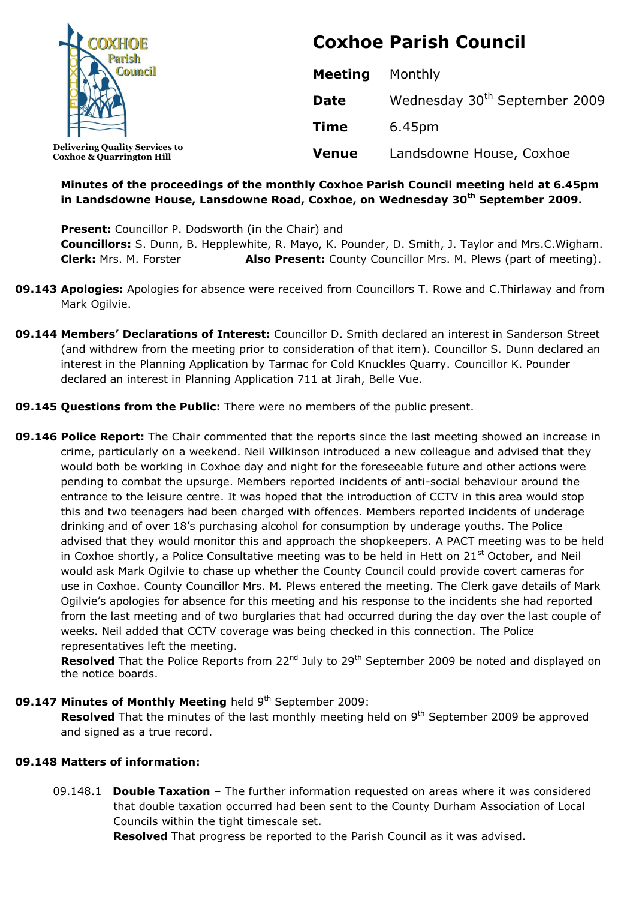COXHOE Parish Council

Delivering Quality Services to Coxhoe & Quarrington Hill

# Coxhoe Parish Council

| | |
|---|---|
| **Meeting** | Monthly |
| **Date** | Wednesday 30th September 2009 |
| **Time** | 6.45pm |
| **Venue** | Landsdowne House, Coxhoe |

**Minutes of the proceedings of the monthly Coxhoe Parish Council meeting held at 6.45pm in Landsdowne House, Lansdowne Road, Coxhoe, on Wednesday 30th September 2009.**

**Present:** Councillor P. Dodsworth (in the Chair) and
**Councillors:** S. Dunn, B. Hepplewhite, R. Mayo, K. Pounder, D. Smith, J. Taylor and Mrs.C.Wigham.
**Clerk:** Mrs. M. Forster **Also Present:** County Councillor Mrs. M. Plews (part of meeting).

**09.143 Apologies:** Apologies for absence were received from Councillors T. Rowe and C.Thirlaway and from Mark Ogilvie.

**09.144 Members' Declarations of Interest:** Councillor D. Smith declared an interest in Sanderson Street (and withdrew from the meeting prior to consideration of that item). Councillor S. Dunn declared an interest in the Planning Application by Tarmac for Cold Knuckles Quarry. Councillor K. Pounder declared an interest in Planning Application 711 at Jirah, Belle Vue.

**09.145 Questions from the Public:** There were no members of the public present.

**09.146 Police Report:** The Chair commented that the reports since the last meeting showed an increase in crime, particularly on a weekend. Neil Wilkinson introduced a new colleague and advised that they would both be working in Coxhoe day and night for the foreseeable future and other actions were pending to combat the upsurge. Members reported incidents of anti-social behaviour around the entrance to the leisure centre. It was hoped that the introduction of CCTV in this area would stop this and two teenagers had been charged with offences. Members reported incidents of underage drinking and of over 18's purchasing alcohol for consumption by underage youths. The Police advised that they would monitor this and approach the shopkeepers. A PACT meeting was to be held in Coxhoe shortly, a Police Consultative meeting was to be held in Hett on 21st October, and Neil would ask Mark Ogilvie to chase up whether the County Council could provide covert cameras for use in Coxhoe. County Councillor Mrs. M. Plews entered the meeting. The Clerk gave details of Mark Ogilvie's apologies for absence for this meeting and his response to the incidents she had reported from the last meeting and of two burglaries that had occurred during the day over the last couple of weeks. Neil added that CCTV coverage was being checked in this connection. The Police representatives left the meeting.
**Resolved** That the Police Reports from 22nd July to 29th September 2009 be noted and displayed on the notice boards.

**09.147 Minutes of Monthly Meeting** held 9th September 2009:
**Resolved** That the minutes of the last monthly meeting held on 9th September 2009 be approved and signed as a true record.

**09.148 Matters of information:**

09.148.1 **Double Taxation** – The further information requested on areas where it was considered that double taxation occurred had been sent to the County Durham Association of Local Councils within the tight timescale set.
**Resolved** That progress be reported to the Parish Council as it was advised.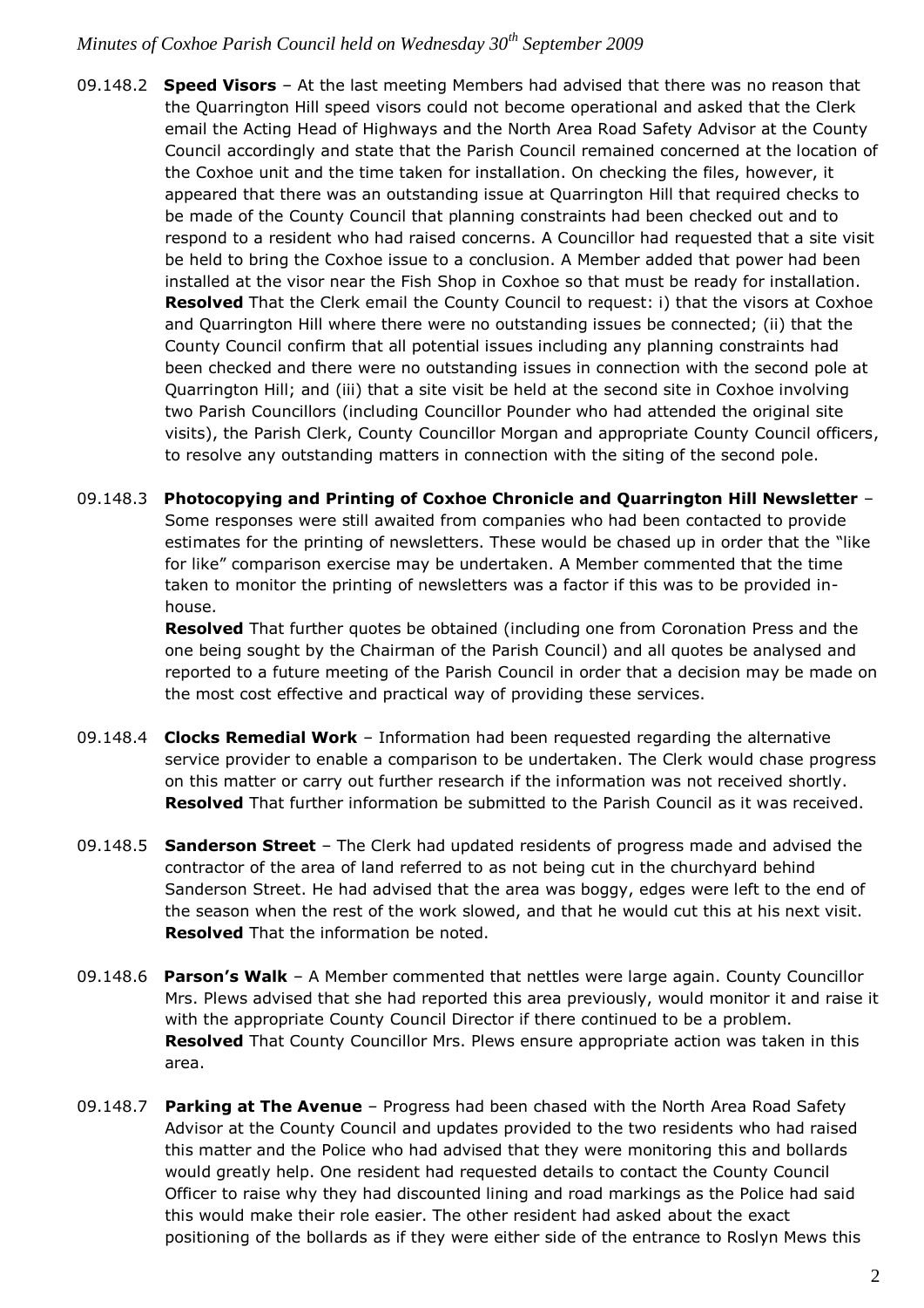09.148.2 **Speed Visors** – At the last meeting Members had advised that there was no reason that the Quarrington Hill speed visors could not become operational and asked that the Clerk email the Acting Head of Highways and the North Area Road Safety Advisor at the County Council accordingly and state that the Parish Council remained concerned at the location of the Coxhoe unit and the time taken for installation. On checking the files, however, it appeared that there was an outstanding issue at Quarrington Hill that required checks to be made of the County Council that planning constraints had been checked out and to respond to a resident who had raised concerns. A Councillor had requested that a site visit be held to bring the Coxhoe issue to a conclusion. A Member added that power had been installed at the visor near the Fish Shop in Coxhoe so that must be ready for installation. **Resolved** That the Clerk email the County Council to request: i) that the visors at Coxhoe and Quarrington Hill where there were no outstanding issues be connected; (ii) that the County Council confirm that all potential issues including any planning constraints had been checked and there were no outstanding issues in connection with the second pole at Quarrington Hill; and (iii) that a site visit be held at the second site in Coxhoe involving two Parish Councillors (including Councillor Pounder who had attended the original site visits), the Parish Clerk, County Councillor Morgan and appropriate County Council officers, to resolve any outstanding matters in connection with the siting of the second pole.

09.148.3 **Photocopying and Printing of Coxhoe Chronicle and Quarrington Hill Newsletter** – Some responses were still awaited from companies who had been contacted to provide estimates for the printing of newsletters. These would be chased up in order that the "like for like" comparison exercise may be undertaken. A Member commented that the time taken to monitor the printing of newsletters was a factor if this was to be provided in-house.
**Resolved** That further quotes be obtained (including one from Coronation Press and the one being sought by the Chairman of the Parish Council) and all quotes be analysed and reported to a future meeting of the Parish Council in order that a decision may be made on the most cost effective and practical way of providing these services.

09.148.4 **Clocks Remedial Work** – Information had been requested regarding the alternative service provider to enable a comparison to be undertaken. The Clerk would chase progress on this matter or carry out further research if the information was not received shortly. **Resolved** That further information be submitted to the Parish Council as it was received.

09.148.5 **Sanderson Street** – The Clerk had updated residents of progress made and advised the contractor of the area of land referred to as not being cut in the churchyard behind Sanderson Street. He had advised that the area was boggy, edges were left to the end of the season when the rest of the work slowed, and that he would cut this at his next visit. **Resolved** That the information be noted.

09.148.6 **Parson's Walk** – A Member commented that nettles were large again. County Councillor Mrs. Plews advised that she had reported this area previously, would monitor it and raise it with the appropriate County Council Director if there continued to be a problem. **Resolved** That County Councillor Mrs. Plews ensure appropriate action was taken in this area.

09.148.7 **Parking at The Avenue** – Progress had been chased with the North Area Road Safety Advisor at the County Council and updates provided to the two residents who had raised this matter and the Police who had advised that they were monitoring this and bollards would greatly help. One resident had requested details to contact the County Council Officer to raise why they had discounted lining and road markings as the Police had said this would make their role easier. The other resident had asked about the exact positioning of the bollards as if they were either side of the entrance to Roslyn Mews this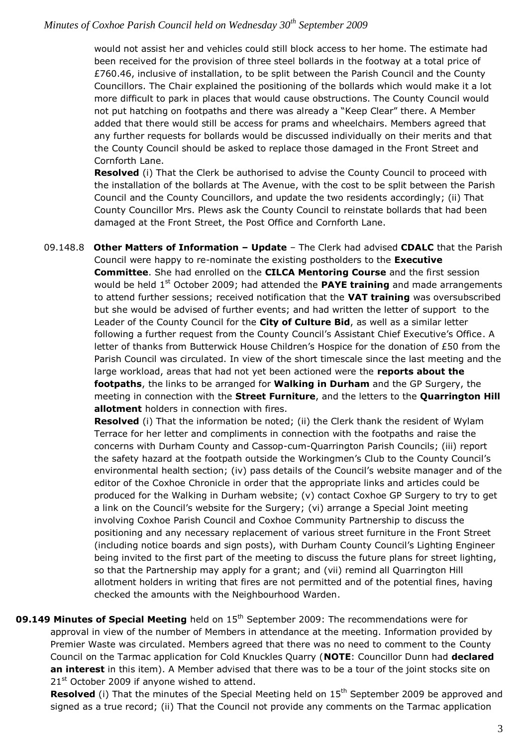would not assist her and vehicles could still block access to her home. The estimate had been received for the provision of three steel bollards in the footway at a total price of £760.46, inclusive of installation, to be split between the Parish Council and the County Councillors. The Chair explained the positioning of the bollards which would make it a lot more difficult to park in places that would cause obstructions. The County Council would not put hatching on footpaths and there was already a "Keep Clear" there. A Member added that there would still be access for prams and wheelchairs. Members agreed that any further requests for bollards would be discussed individually on their merits and that the County Council should be asked to replace those damaged in the Front Street and Cornforth Lane.

**Resolved** (i) That the Clerk be authorised to advise the County Council to proceed with the installation of the bollards at The Avenue, with the cost to be split between the Parish Council and the County Councillors, and update the two residents accordingly; (ii) That County Councillor Mrs. Plews ask the County Council to reinstate bollards that had been damaged at the Front Street, the Post Office and Cornforth Lane.

09.148.8 **Other Matters of Information – Update** – The Clerk had advised **CDALC** that the Parish Council were happy to re-nominate the existing postholders to the **Executive Committee**. She had enrolled on the **CILCA Mentoring Course** and the first session would be held 1st October 2009; had attended the **PAYE training** and made arrangements to attend further sessions; received notification that the **VAT training** was oversubscribed but she would be advised of further events; and had written the letter of support to the Leader of the County Council for the **City of Culture Bid**, as well as a similar letter following a further request from the County Council's Assistant Chief Executive's Office. A letter of thanks from Butterwick House Children's Hospice for the donation of £50 from the Parish Council was circulated. In view of the short timescale since the last meeting and the large workload, areas that had not yet been actioned were the **reports about the footpaths**, the links to be arranged for **Walking in Durham** and the GP Surgery, the meeting in connection with the **Street Furniture**, and the letters to the **Quarrington Hill allotment** holders in connection with fires.

**Resolved** (i) That the information be noted; (ii) the Clerk thank the resident of Wylam Terrace for her letter and compliments in connection with the footpaths and raise the concerns with Durham County and Cassop-cum-Quarrington Parish Councils; (iii) report the safety hazard at the footpath outside the Workingmen's Club to the County Council's environmental health section; (iv) pass details of the Council's website manager and of the editor of the Coxhoe Chronicle in order that the appropriate links and articles could be produced for the Walking in Durham website; (v) contact Coxhoe GP Surgery to try to get a link on the Council's website for the Surgery; (vi) arrange a Special Joint meeting involving Coxhoe Parish Council and Coxhoe Community Partnership to discuss the positioning and any necessary replacement of various street furniture in the Front Street (including notice boards and sign posts), with Durham County Council's Lighting Engineer being invited to the first part of the meeting to discuss the future plans for street lighting, so that the Partnership may apply for a grant; and (vii) remind all Quarrington Hill allotment holders in writing that fires are not permitted and of the potential fines, having checked the amounts with the Neighbourhood Warden.

**09.149 Minutes of Special Meeting** held on 15th September 2009: The recommendations were for approval in view of the number of Members in attendance at the meeting. Information provided by Premier Waste was circulated. Members agreed that there was no need to comment to the County Council on the Tarmac application for Cold Knuckles Quarry (**NOTE**: Councillor Dunn had **declared an interest** in this item). A Member advised that there was to be a tour of the joint stocks site on 21st October 2009 if anyone wished to attend.

**Resolved** (i) That the minutes of the Special Meeting held on 15th September 2009 be approved and signed as a true record; (ii) That the Council not provide any comments on the Tarmac application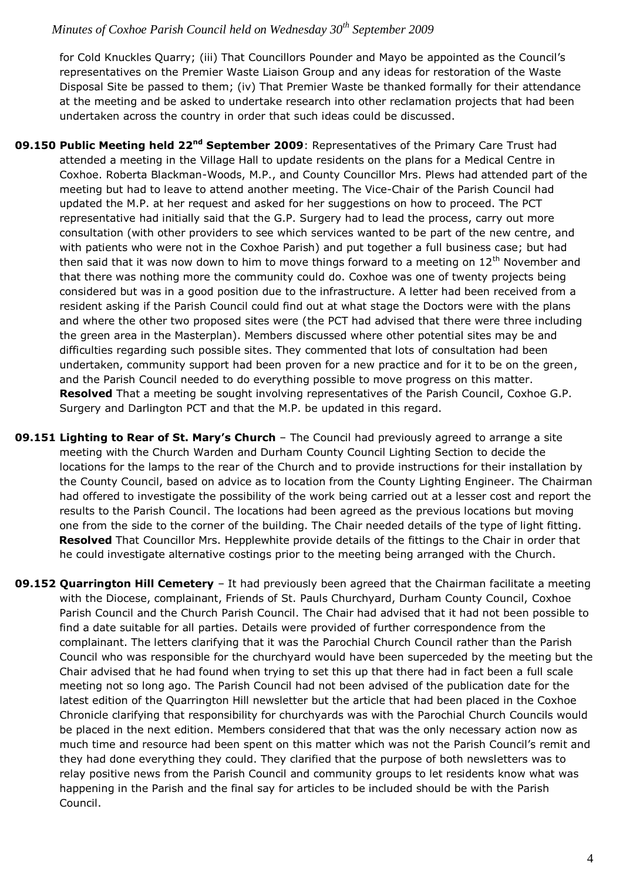for Cold Knuckles Quarry; (iii) That Councillors Pounder and Mayo be appointed as the Council's representatives on the Premier Waste Liaison Group and any ideas for restoration of the Waste Disposal Site be passed to them; (iv) That Premier Waste be thanked formally for their attendance at the meeting and be asked to undertake research into other reclamation projects that had been undertaken across the country in order that such ideas could be discussed.

**09.150 Public Meeting held 22nd September 2009**: Representatives of the Primary Care Trust had attended a meeting in the Village Hall to update residents on the plans for a Medical Centre in Coxhoe. Roberta Blackman-Woods, M.P., and County Councillor Mrs. Plews had attended part of the meeting but had to leave to attend another meeting. The Vice-Chair of the Parish Council had updated the M.P. at her request and asked for her suggestions on how to proceed. The PCT representative had initially said that the G.P. Surgery had to lead the process, carry out more consultation (with other providers to see which services wanted to be part of the new centre, and with patients who were not in the Coxhoe Parish) and put together a full business case; but had then said that it was now down to him to move things forward to a meeting on 12th November and that there was nothing more the community could do. Coxhoe was one of twenty projects being considered but was in a good position due to the infrastructure. A letter had been received from a resident asking if the Parish Council could find out at what stage the Doctors were with the plans and where the other two proposed sites were (the PCT had advised that there were three including the green area in the Masterplan). Members discussed where other potential sites may be and difficulties regarding such possible sites. They commented that lots of consultation had been undertaken, community support had been proven for a new practice and for it to be on the green, and the Parish Council needed to do everything possible to move progress on this matter. **Resolved** That a meeting be sought involving representatives of the Parish Council, Coxhoe G.P. Surgery and Darlington PCT and that the M.P. be updated in this regard.

**09.151 Lighting to Rear of St. Mary's Church** – The Council had previously agreed to arrange a site meeting with the Church Warden and Durham County Council Lighting Section to decide the locations for the lamps to the rear of the Church and to provide instructions for their installation by the County Council, based on advice as to location from the County Lighting Engineer. The Chairman had offered to investigate the possibility of the work being carried out at a lesser cost and report the results to the Parish Council. The locations had been agreed as the previous locations but moving one from the side to the corner of the building. The Chair needed details of the type of light fitting. **Resolved** That Councillor Mrs. Hepplewhite provide details of the fittings to the Chair in order that he could investigate alternative costings prior to the meeting being arranged with the Church.

**09.152 Quarrington Hill Cemetery** – It had previously been agreed that the Chairman facilitate a meeting with the Diocese, complainant, Friends of St. Pauls Churchyard, Durham County Council, Coxhoe Parish Council and the Church Parish Council. The Chair had advised that it had not been possible to find a date suitable for all parties. Details were provided of further correspondence from the complainant. The letters clarifying that it was the Parochial Church Council rather than the Parish Council who was responsible for the churchyard would have been superceded by the meeting but the Chair advised that he had found when trying to set this up that there had in fact been a full scale meeting not so long ago. The Parish Council had not been advised of the publication date for the latest edition of the Quarrington Hill newsletter but the article that had been placed in the Coxhoe Chronicle clarifying that responsibility for churchyards was with the Parochial Church Councils would be placed in the next edition. Members considered that that was the only necessary action now as much time and resource had been spent on this matter which was not the Parish Council's remit and they had done everything they could. They clarified that the purpose of both newsletters was to relay positive news from the Parish Council and community groups to let residents know what was happening in the Parish and the final say for articles to be included should be with the Parish Council.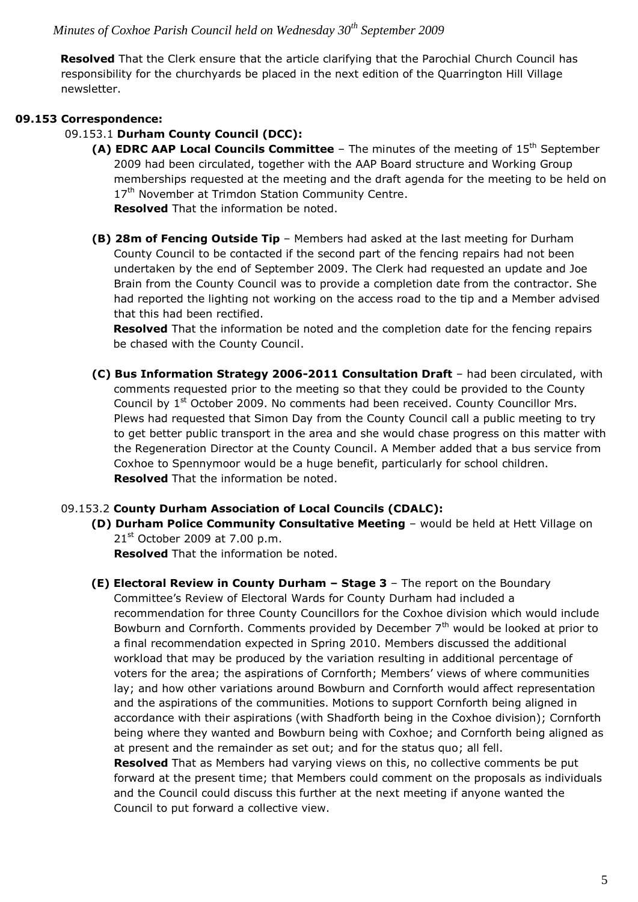**Resolved** That the Clerk ensure that the article clarifying that the Parochial Church Council has responsibility for the churchyards be placed in the next edition of the Quarrington Hill Village newsletter.

**09.153 Correspondence:**

09.153.1 **Durham County Council (DCC):**

**(A) EDRC AAP Local Councils Committee** – The minutes of the meeting of 15th September 2009 had been circulated, together with the AAP Board structure and Working Group memberships requested at the meeting and the draft agenda for the meeting to be held on 17th November at Trimdon Station Community Centre.
**Resolved** That the information be noted.

**(B) 28m of Fencing Outside Tip** – Members had asked at the last meeting for Durham County Council to be contacted if the second part of the fencing repairs had not been undertaken by the end of September 2009. The Clerk had requested an update and Joe Brain from the County Council was to provide a completion date from the contractor. She had reported the lighting not working on the access road to the tip and a Member advised that this had been rectified.
**Resolved** That the information be noted and the completion date for the fencing repairs be chased with the County Council.

**(C) Bus Information Strategy 2006-2011 Consultation Draft** – had been circulated, with comments requested prior to the meeting so that they could be provided to the County Council by 1st October 2009. No comments had been received. County Councillor Mrs. Plews had requested that Simon Day from the County Council call a public meeting to try to get better public transport in the area and she would chase progress on this matter with the Regeneration Director at the County Council. A Member added that a bus service from Coxhoe to Spennymoor would be a huge benefit, particularly for school children.
**Resolved** That the information be noted.

09.153.2 **County Durham Association of Local Councils (CDALC):**

**(D) Durham Police Community Consultative Meeting** – would be held at Hett Village on 21st October 2009 at 7.00 p.m.
**Resolved** That the information be noted.

**(E) Electoral Review in County Durham – Stage 3** – The report on the Boundary Committee's Review of Electoral Wards for County Durham had included a recommendation for three County Councillors for the Coxhoe division which would include Bowburn and Cornforth. Comments provided by December 7th would be looked at prior to a final recommendation expected in Spring 2010. Members discussed the additional workload that may be produced by the variation resulting in additional percentage of voters for the area; the aspirations of Cornforth; Members' views of where communities lay; and how other variations around Bowburn and Cornforth would affect representation and the aspirations of the communities. Motions to support Cornforth being aligned in accordance with their aspirations (with Shadforth being in the Coxhoe division); Cornforth being where they wanted and Bowburn being with Coxhoe; and Cornforth being aligned as at present and the remainder as set out; and for the status quo; all fell.
**Resolved** That as Members had varying views on this, no collective comments be put forward at the present time; that Members could comment on the proposals as individuals and the Council could discuss this further at the next meeting if anyone wanted the Council to put forward a collective view.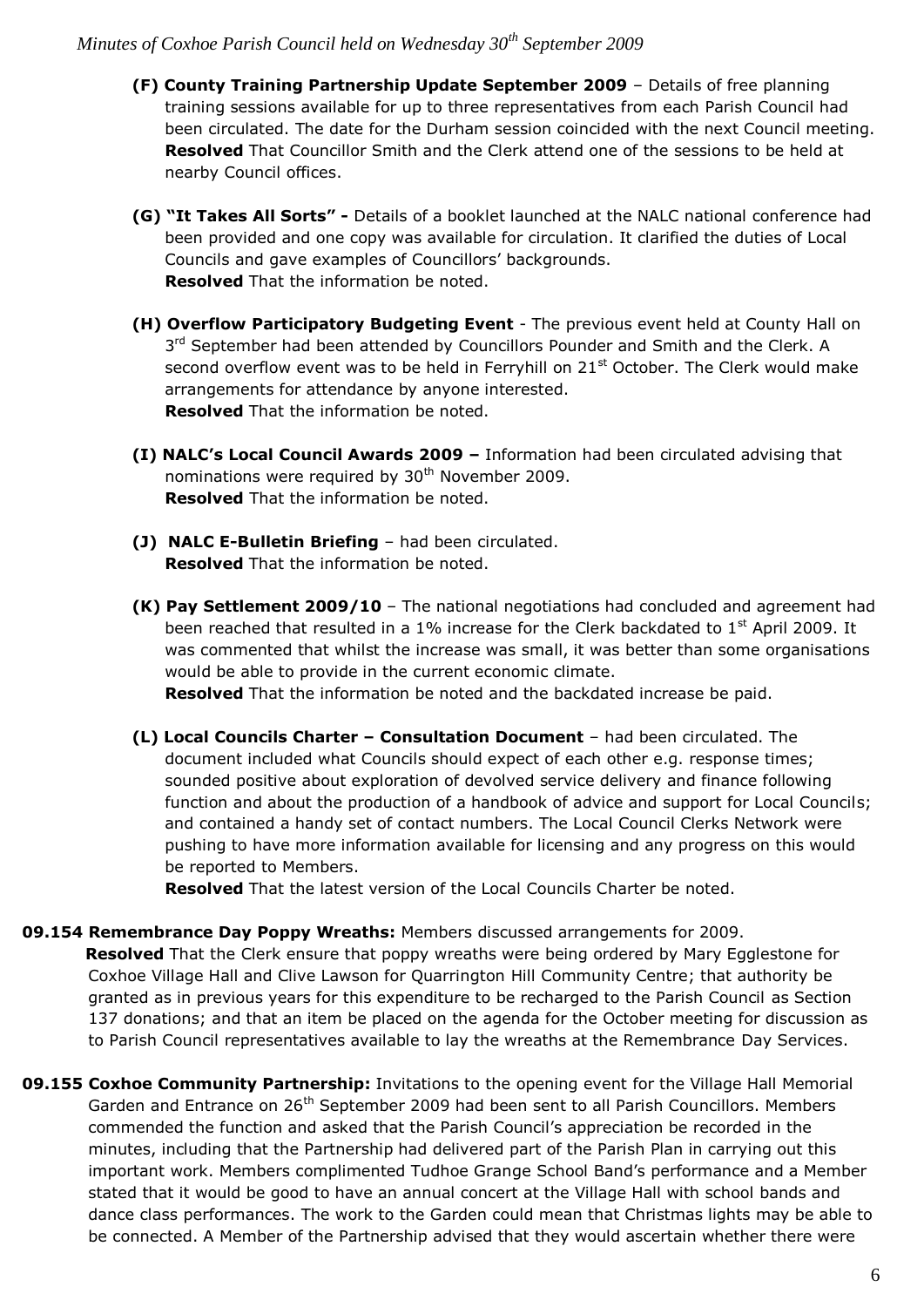- **(F) County Training Partnership Update September 2009** – Details of free planning training sessions available for up to three representatives from each Parish Council had been circulated. The date for the Durham session coincided with the next Council meeting. **Resolved** That Councillor Smith and the Clerk attend one of the sessions to be held at nearby Council offices.

- **(G) "It Takes All Sorts" -** Details of a booklet launched at the NALC national conference had been provided and one copy was available for circulation. It clarified the duties of Local Councils and gave examples of Councillors' backgrounds. **Resolved** That the information be noted.

- **(H) Overflow Participatory Budgeting Event** - The previous event held at County Hall on 3rd September had been attended by Councillors Pounder and Smith and the Clerk. A second overflow event was to be held in Ferryhill on 21st October. The Clerk would make arrangements for attendance by anyone interested. **Resolved** That the information be noted.

- **(I) NALC's Local Council Awards 2009 –** Information had been circulated advising that nominations were required by 30th November 2009. **Resolved** That the information be noted.

- **(J) NALC E-Bulletin Briefing** – had been circulated. **Resolved** That the information be noted.

- **(K) Pay Settlement 2009/10** – The national negotiations had concluded and agreement had been reached that resulted in a 1% increase for the Clerk backdated to 1st April 2009. It was commented that whilst the increase was small, it was better than some organisations would be able to provide in the current economic climate. **Resolved** That the information be noted and the backdated increase be paid.

- **(L) Local Councils Charter – Consultation Document** – had been circulated. The document included what Councils should expect of each other e.g. response times; sounded positive about exploration of devolved service delivery and finance following function and about the production of a handbook of advice and support for Local Councils; and contained a handy set of contact numbers. The Local Council Clerks Network were pushing to have more information available for licensing and any progress on this would be reported to Members. **Resolved** That the latest version of the Local Councils Charter be noted.

**09.154 Remembrance Day Poppy Wreaths:** Members discussed arrangements for 2009. **Resolved** That the Clerk ensure that poppy wreaths were being ordered by Mary Egglestone for Coxhoe Village Hall and Clive Lawson for Quarrington Hill Community Centre; that authority be granted as in previous years for this expenditure to be recharged to the Parish Council as Section 137 donations; and that an item be placed on the agenda for the October meeting for discussion as to Parish Council representatives available to lay the wreaths at the Remembrance Day Services.

**09.155 Coxhoe Community Partnership:** Invitations to the opening event for the Village Hall Memorial Garden and Entrance on 26th September 2009 had been sent to all Parish Councillors. Members commended the function and asked that the Parish Council's appreciation be recorded in the minutes, including that the Partnership had delivered part of the Parish Plan in carrying out this important work. Members complimented Tudhoe Grange School Band's performance and a Member stated that it would be good to have an annual concert at the Village Hall with school bands and dance class performances. The work to the Garden could mean that Christmas lights may be able to be connected. A Member of the Partnership advised that they would ascertain whether there were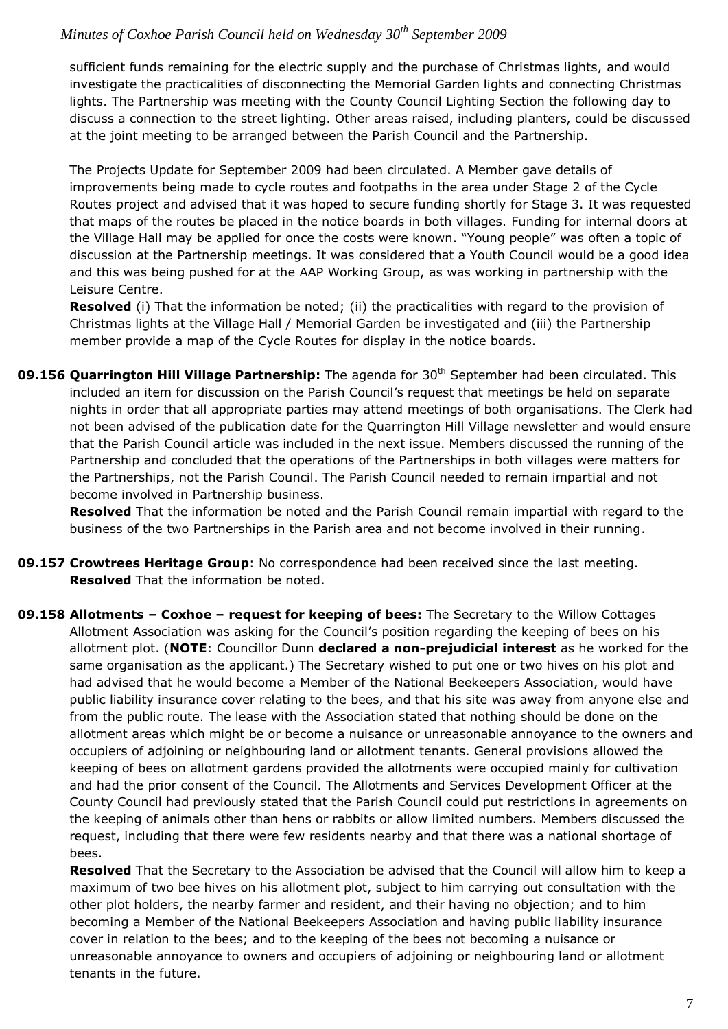sufficient funds remaining for the electric supply and the purchase of Christmas lights, and would investigate the practicalities of disconnecting the Memorial Garden lights and connecting Christmas lights. The Partnership was meeting with the County Council Lighting Section the following day to discuss a connection to the street lighting. Other areas raised, including planters, could be discussed at the joint meeting to be arranged between the Parish Council and the Partnership.

The Projects Update for September 2009 had been circulated. A Member gave details of improvements being made to cycle routes and footpaths in the area under Stage 2 of the Cycle Routes project and advised that it was hoped to secure funding shortly for Stage 3. It was requested that maps of the routes be placed in the notice boards in both villages. Funding for internal doors at the Village Hall may be applied for once the costs were known. "Young people" was often a topic of discussion at the Partnership meetings. It was considered that a Youth Council would be a good idea and this was being pushed for at the AAP Working Group, as was working in partnership with the Leisure Centre.

**Resolved** (i) That the information be noted; (ii) the practicalities with regard to the provision of Christmas lights at the Village Hall / Memorial Garden be investigated and (iii) the Partnership member provide a map of the Cycle Routes for display in the notice boards.

**09.156 Quarrington Hill Village Partnership:** The agenda for 30th September had been circulated. This included an item for discussion on the Parish Council's request that meetings be held on separate nights in order that all appropriate parties may attend meetings of both organisations. The Clerk had not been advised of the publication date for the Quarrington Hill Village newsletter and would ensure that the Parish Council article was included in the next issue. Members discussed the running of the Partnership and concluded that the operations of the Partnerships in both villages were matters for the Partnerships, not the Parish Council. The Parish Council needed to remain impartial and not become involved in Partnership business.

**Resolved** That the information be noted and the Parish Council remain impartial with regard to the business of the two Partnerships in the Parish area and not become involved in their running.

**09.157 Crowtrees Heritage Group**: No correspondence had been received since the last meeting.
**Resolved** That the information be noted.

**09.158 Allotments – Coxhoe – request for keeping of bees:** The Secretary to the Willow Cottages Allotment Association was asking for the Council's position regarding the keeping of bees on his allotment plot. (**NOTE**: Councillor Dunn **declared a non-prejudicial interest** as he worked for the same organisation as the applicant.) The Secretary wished to put one or two hives on his plot and had advised that he would become a Member of the National Beekeepers Association, would have public liability insurance cover relating to the bees, and that his site was away from anyone else and from the public route. The lease with the Association stated that nothing should be done on the allotment areas which might be or become a nuisance or unreasonable annoyance to the owners and occupiers of adjoining or neighbouring land or allotment tenants. General provisions allowed the keeping of bees on allotment gardens provided the allotments were occupied mainly for cultivation and had the prior consent of the Council. The Allotments and Services Development Officer at the County Council had previously stated that the Parish Council could put restrictions in agreements on the keeping of animals other than hens or rabbits or allow limited numbers. Members discussed the request, including that there were few residents nearby and that there was a national shortage of bees.

**Resolved** That the Secretary to the Association be advised that the Council will allow him to keep a maximum of two bee hives on his allotment plot, subject to him carrying out consultation with the other plot holders, the nearby farmer and resident, and their having no objection; and to him becoming a Member of the National Beekeepers Association and having public liability insurance cover in relation to the bees; and to the keeping of the bees not becoming a nuisance or unreasonable annoyance to owners and occupiers of adjoining or neighbouring land or allotment tenants in the future.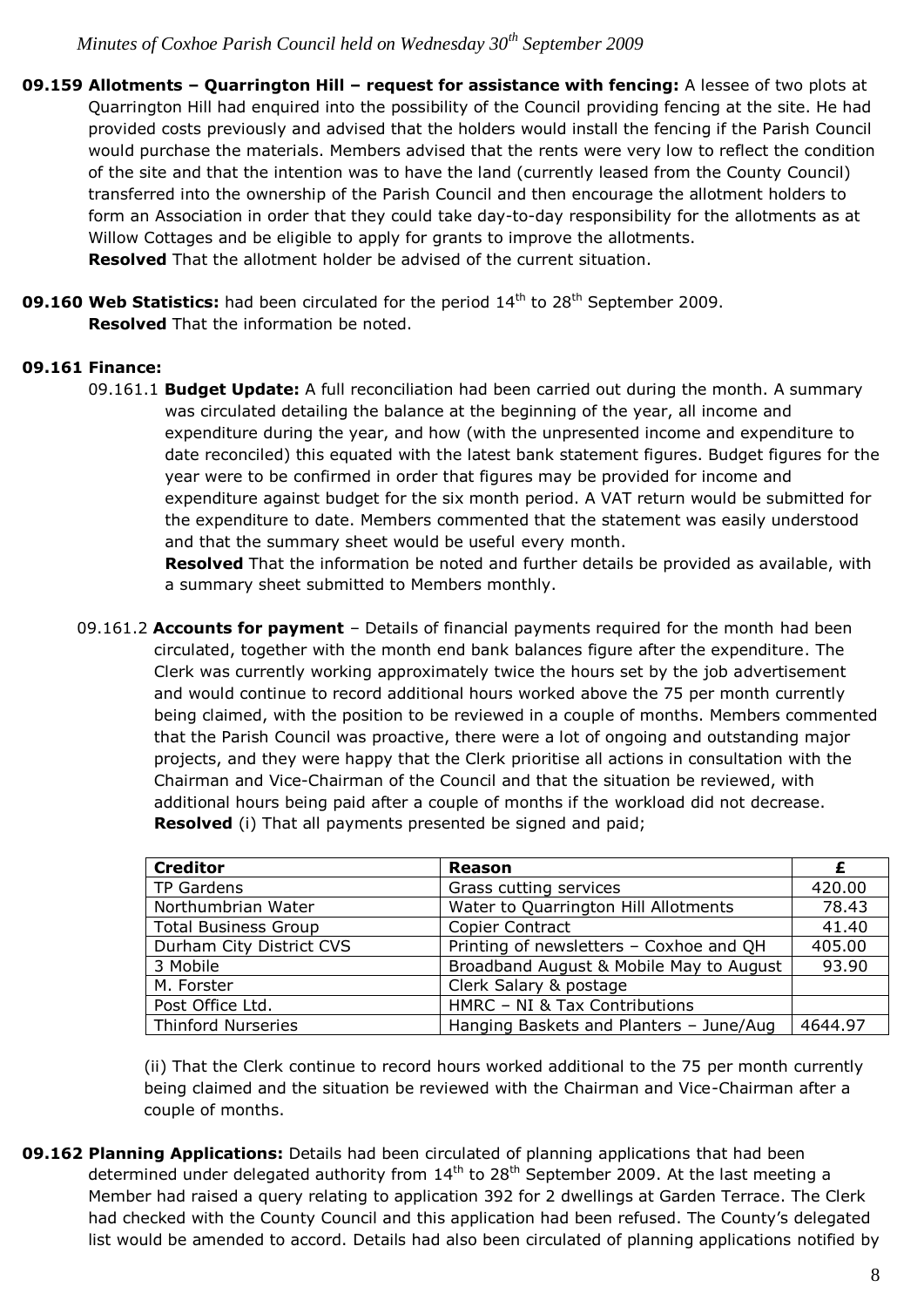**09.159 Allotments – Quarrington Hill – request for assistance with fencing:** A lessee of two plots at Quarrington Hill had enquired into the possibility of the Council providing fencing at the site. He had provided costs previously and advised that the holders would install the fencing if the Parish Council would purchase the materials. Members advised that the rents were very low to reflect the condition of the site and that the intention was to have the land (currently leased from the County Council) transferred into the ownership of the Parish Council and then encourage the allotment holders to form an Association in order that they could take day-to-day responsibility for the allotments as at Willow Cottages and be eligible to apply for grants to improve the allotments.
**Resolved** That the allotment holder be advised of the current situation.

**09.160 Web Statistics:** had been circulated for the period 14th to 28th September 2009.
**Resolved** That the information be noted.

**09.161 Finance:**

09.161.1 **Budget Update:** A full reconciliation had been carried out during the month. A summary was circulated detailing the balance at the beginning of the year, all income and expenditure during the year, and how (with the unpresented income and expenditure to date reconciled) this equated with the latest bank statement figures. Budget figures for the year were to be confirmed in order that figures may be provided for income and expenditure against budget for the six month period. A VAT return would be submitted for the expenditure to date. Members commented that the statement was easily understood and that the summary sheet would be useful every month.
**Resolved** That the information be noted and further details be provided as available, with a summary sheet submitted to Members monthly.

09.161.2 **Accounts for payment** – Details of financial payments required for the month had been circulated, together with the month end bank balances figure after the expenditure. The Clerk was currently working approximately twice the hours set by the job advertisement and would continue to record additional hours worked above the 75 per month currently being claimed, with the position to be reviewed in a couple of months. Members commented that the Parish Council was proactive, there were a lot of ongoing and outstanding major projects, and they were happy that the Clerk prioritise all actions in consultation with the Chairman and Vice-Chairman of the Council and that the situation be reviewed, with additional hours being paid after a couple of months if the workload did not decrease.
**Resolved** (i) That all payments presented be signed and paid;

| Creditor | Reason | £ |
|---|---|---|
| TP Gardens | Grass cutting services | 420.00 |
| Northumbrian Water | Water to Quarrington Hill Allotments | 78.43 |
| Total Business Group | Copier Contract | 41.40 |
| Durham City District CVS | Printing of newsletters – Coxhoe and QH | 405.00 |
| 3 Mobile | Broadband August & Mobile May to August | 93.90 |
| M. Forster | Clerk Salary & postage | |
| Post Office Ltd. | HMRC – NI & Tax Contributions | |
| Thinford Nurseries | Hanging Baskets and Planters – June/Aug | 4644.97 |

(ii) That the Clerk continue to record hours worked additional to the 75 per month currently being claimed and the situation be reviewed with the Chairman and Vice-Chairman after a couple of months.

**09.162 Planning Applications:** Details had been circulated of planning applications that had been determined under delegated authority from 14th to 28th September 2009. At the last meeting a Member had raised a query relating to application 392 for 2 dwellings at Garden Terrace. The Clerk had checked with the County Council and this application had been refused. The County's delegated list would be amended to accord. Details had also been circulated of planning applications notified by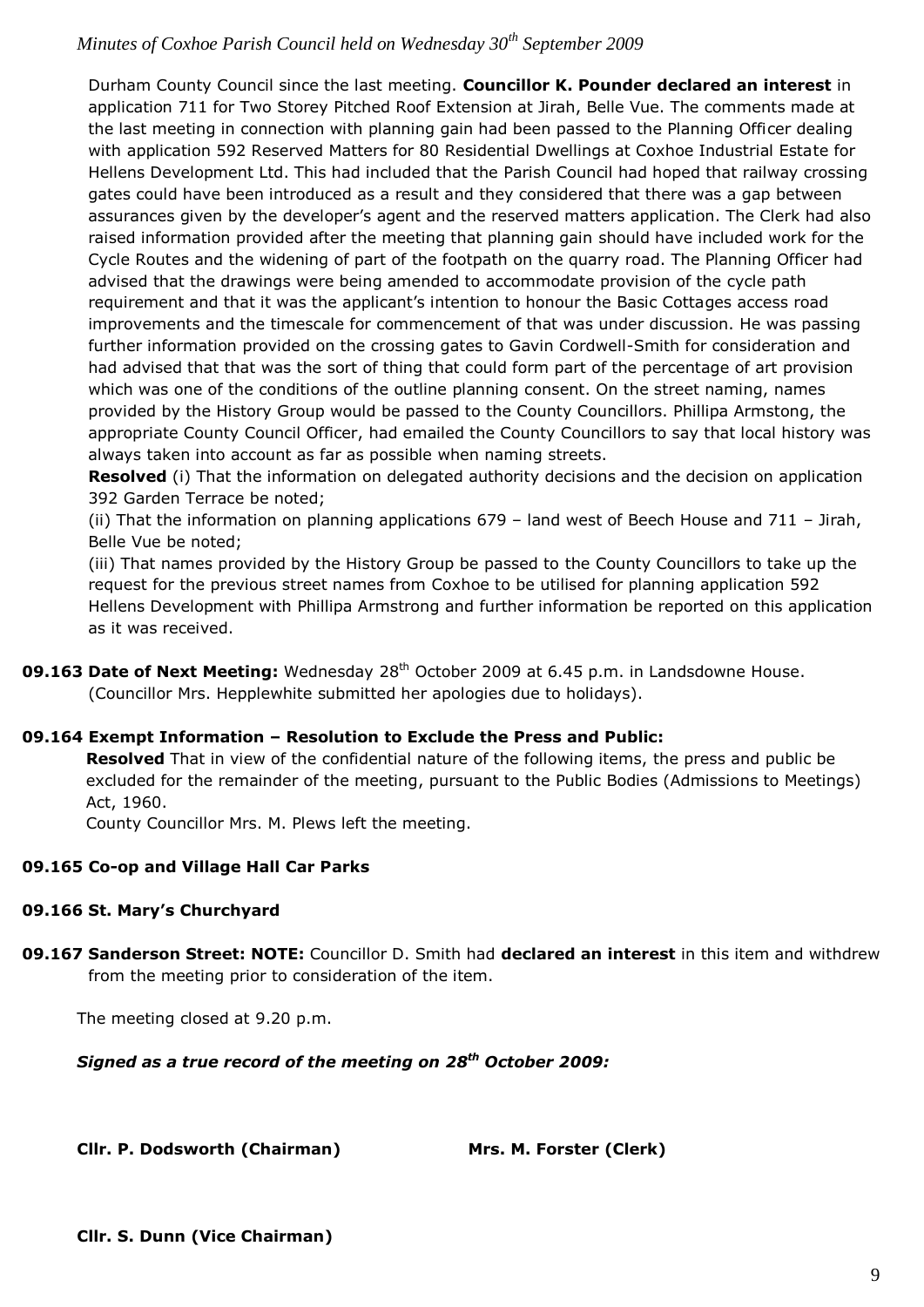Durham County Council since the last meeting. **Councillor K. Pounder declared an interest** in application 711 for Two Storey Pitched Roof Extension at Jirah, Belle Vue. The comments made at the last meeting in connection with planning gain had been passed to the Planning Officer dealing with application 592 Reserved Matters for 80 Residential Dwellings at Coxhoe Industrial Estate for Hellens Development Ltd. This had included that the Parish Council had hoped that railway crossing gates could have been introduced as a result and they considered that there was a gap between assurances given by the developer's agent and the reserved matters application. The Clerk had also raised information provided after the meeting that planning gain should have included work for the Cycle Routes and the widening of part of the footpath on the quarry road. The Planning Officer had advised that the drawings were being amended to accommodate provision of the cycle path requirement and that it was the applicant's intention to honour the Basic Cottages access road improvements and the timescale for commencement of that was under discussion. He was passing further information provided on the crossing gates to Gavin Cordwell-Smith for consideration and had advised that that was the sort of thing that could form part of the percentage of art provision which was one of the conditions of the outline planning consent. On the street naming, names provided by the History Group would be passed to the County Councillors. Phillipa Armstong, the appropriate County Council Officer, had emailed the County Councillors to say that local history was always taken into account as far as possible when naming streets.

**Resolved** (i) That the information on delegated authority decisions and the decision on application 392 Garden Terrace be noted;

(ii) That the information on planning applications 679 – land west of Beech House and 711 – Jirah, Belle Vue be noted;

(iii) That names provided by the History Group be passed to the County Councillors to take up the request for the previous street names from Coxhoe to be utilised for planning application 592 Hellens Development with Phillipa Armstrong and further information be reported on this application as it was received.

**09.163 Date of Next Meeting:** Wednesday 28th October 2009 at 6.45 p.m. in Landsdowne House. (Councillor Mrs. Hepplewhite submitted her apologies due to holidays).

**09.164 Exempt Information – Resolution to Exclude the Press and Public:**

**Resolved** That in view of the confidential nature of the following items, the press and public be excluded for the remainder of the meeting, pursuant to the Public Bodies (Admissions to Meetings) Act, 1960.

County Councillor Mrs. M. Plews left the meeting.

**09.165 Co-op and Village Hall Car Parks**

**09.166 St. Mary's Churchyard**

**09.167 Sanderson Street: NOTE:** Councillor D. Smith had **declared an interest** in this item and withdrew from the meeting prior to consideration of the item.

The meeting closed at 9.20 p.m.

***Signed as a true record of the meeting on 28th October 2009:***

**Cllr. P. Dodsworth (Chairman)** **Mrs. M. Forster (Clerk)**

**Cllr. S. Dunn (Vice Chairman)**